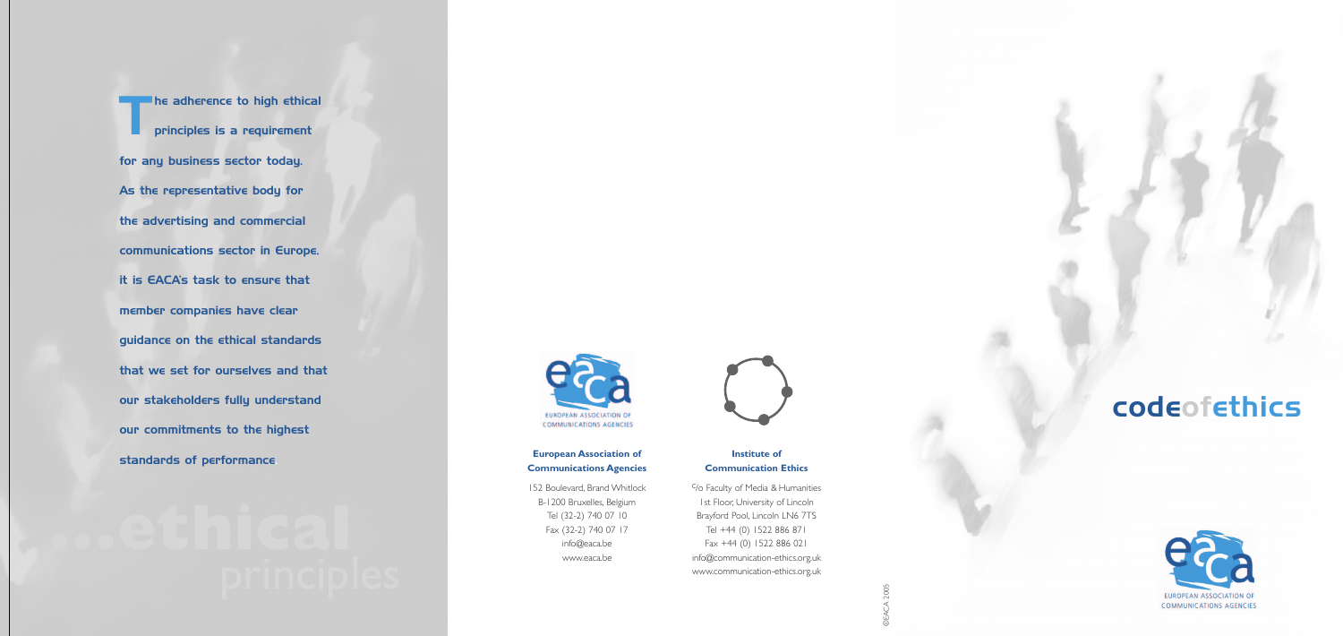**The adherence to high ethical principles is a requirement for any business sector today. As the representative body for the advertising and commercial communications sector in Europe, it is EACA's task to ensure that member companies have clear guidance on the ethical standards that we set for ourselves and that our stakeholders fully understand our commitments to the highest standards of performance.**

...ethical principles

EUROPEAN ASSOCIATION OF COMMUNICATIONS AGENCIES

**European Association of Communications Agencies**

152 Boulevard, Brand Whitlock
B-1200 Bruxelles, Belgium
Tel (32-2) 740 07 10
Fax (32-2) 740 07 17
info@eaca.be
www.eaca.be

**Institute of Communication Ethics**

C/o Faculty of Media & Humanities
1st Floor, University of Lincoln
Brayford Pool, Lincoln LN6 7TS
Tel +44 (0) 1522 886 871
Fax +44 (0) 1522 886 021
info@communication-ethics.org.uk
www.communication-ethics.org.uk

©EACA 2005

# codeofethics

EUROPEAN ASSOCIATION OF COMMUNICATIONS AGENCIES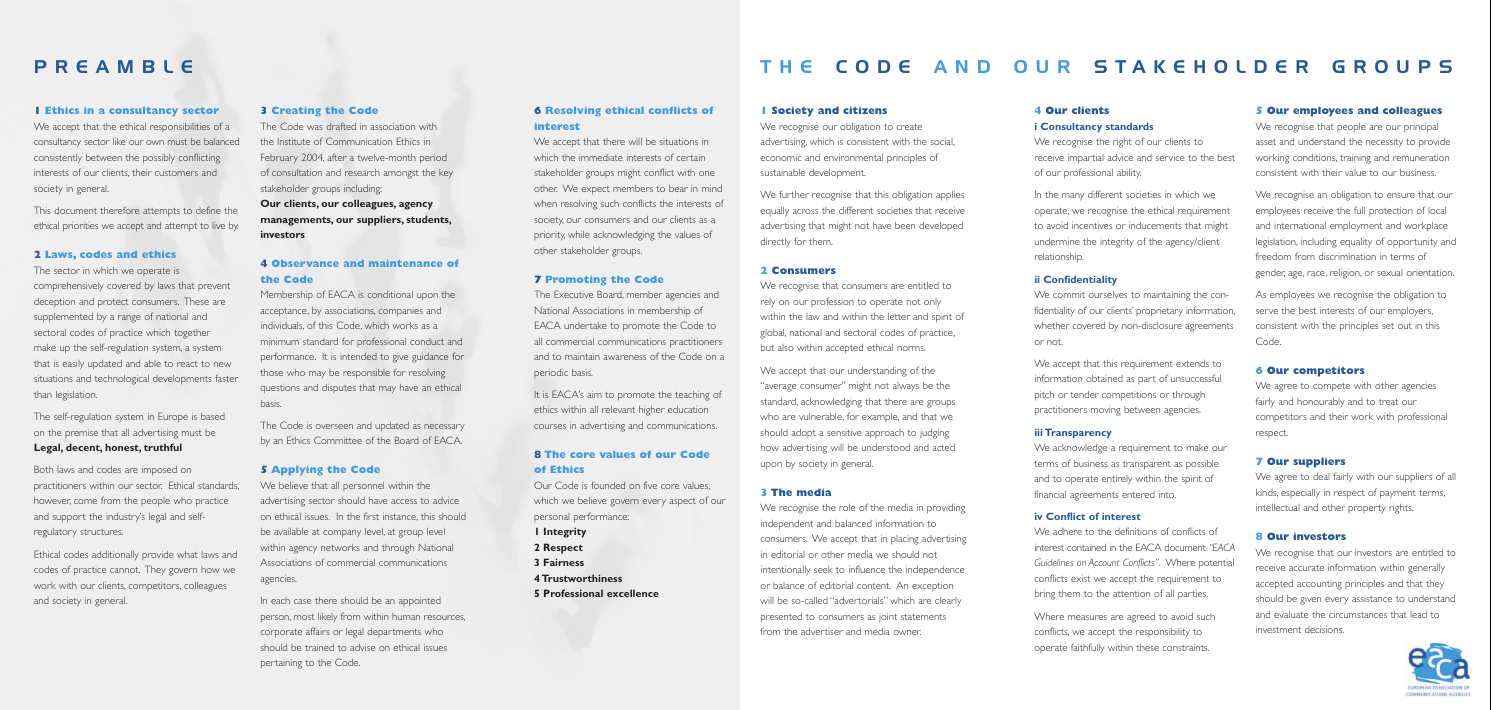# PREAMBLE

## 1 Ethics in a consultancy sector

We accept that the ethical responsibilities of a consultancy sector like our own must be balanced consistently between the possibly conflicting interests of our clients, their customers and society in general.

This document therefore attempts to define the ethical priorities we accept and attempt to live by.

## 2 Laws, codes and ethics

The sector in which we operate is comprehensively covered by laws that prevent deception and protect consumers. These are supplemented by a range of national and sectoral codes of practice which together make up the self-regulation system, a system that is easily updated and able to react to new situations and technological developments faster than legislation.

The self-regulation system in Europe is based on the premise that all advertising must be **Legal, decent, honest, truthful**

Both laws and codes are imposed on practitioners within our sector. Ethical standards, however, come from the people who practice and support the industry's legal and self-regulatory structures.

Ethical codes additionally provide what laws and codes of practice cannot. They govern how we work with our clients, competitors, colleagues and society in general.

## 3 Creating the Code

The Code was drafted in association with the Institute of Communication Ethics in February 2004, after a twelve-month period of consultation and research amongst the key stakeholder groups including:

**Our clients, our colleagues, agency managements, our suppliers, students, investors**

## 4 Observance and maintenance of the Code

Membership of EACA is conditional upon the acceptance, by associations, companies and individuals, of this Code, which works as a minimum standard for professional conduct and performance. It is intended to give guidance for those who may be responsible for resolving questions and disputes that may have an ethical basis.

The Code is overseen and updated as necessary by an Ethics Committee of the Board of EACA.

## 5 Applying the Code

We believe that all personnel within the advertising sector should have access to advice on ethical issues. In the first instance, this should be available at company level, at group level within agency networks and through National Associations of commercial communications agencies.

In each case there should be an appointed person, most likely from human resources, corporate affairs or legal departments who should be trained to advise on ethical issues pertaining to the Code.

## 6 Resolving ethical conflicts of interest

We accept that there will be situations in which the immediate interests of certain stakeholder groups might conflict with one other. We expect members to bear in mind when resolving such conflicts the interests of society, our consumers and our clients as a priority, while acknowledging the values of other stakeholder groups.

## 7 Promoting the Code

The Executive Board, member agencies and National Associations in membership of EACA undertake to promote the Code to all commercial communications practitioners and to maintain awareness of the Code on a periodic basis.

It is EACA's aim to promote the teaching of ethics within all relevant higher education courses in advertising and communications.

## 8 The core values of our Code of Ethics

Our Code is founded on five core values, which we believe govern every aspect of our personal performance:

**1 Integrity**
**2 Respect**
**3 Fairness**
**4 Trustworthiness**
**5 Professional excellence**

# THE CODE AND OUR STAKEHOLDER GROUPS

## 1 Society and citizens

We recognise our obligation to create advertising, which is consistent with the social, economic and environmental principles of sustainable development.

We further recognise that this obligation applies equally across the different societies that receive advertising that might not have been developed directly for them.

## 2 Consumers

We recognise that consumers are entitled to rely on our profession to operate not only within the law and within the letter and spirit of global, national and sectoral codes of practice, but also within accepted ethical norms.

We accept that our understanding of the "average consumer" might not always be the standard, acknowledging that there are groups who are vulnerable, for example, and that we should adopt a sensitive approach to judging how advertising will be understood and acted upon by society in general.

## 3 The media

We recognise the role of the media in providing independent and balanced information to consumers. We accept that in placing advertising in editorial or other media we should not intentionally seek to influence the independence or balance of editorial content. An exception will be so-called "advertorials" which are clearly presented to consumers as joint statements from the advertiser and media owner.

## 4 Our clients

### i Consultancy standards

We recognise the right of our clients to receive impartial advice and service to the best of our professional ability.

In the many different societies in which we operate, we recognise the ethical requirement to avoid incentives or inducements that might undermine the integrity of the agency/client relationship.

### ii Confidentiality

We commit ourselves to maintaining the confidentiality of our clients' proprietary information, whether covered by non-disclosure agreements or not.

We accept that this requirement extends to information obtained as part of unsuccessful pitch or tender competitions or through practitioners moving between agencies.

### iii Transparency

We acknowledge a requirement to make our terms of business as transparent as possible and to operate entirely within the spirit of financial agreements entered into.

### iv Conflict of interest

We adhere to the definitions of conflicts of interest contained in the EACA document *"EACA Guidelines on Account Conflicts"*. Where potential conflicts exist we accept the requirement to bring them to the attention of all parties.

Where measures are agreed to avoid such conflicts, we accept the responsibility to operate faithfully within these constraints.

## 5 Our employees and colleagues

We recognise that people are our principal asset and understand the necessity to provide working conditions, training and remuneration consistent with their value to our business.

We recognise an obligation to ensure that our employees receive the full protection of local and international employment and workplace legislation, including equality of opportunity and freedom from discrimination in terms of gender, age, race, religion, or sexual orientation.

As employees we recognise the obligation to serve the best interests of our employers, consistent with the principles set out in this Code.

## 6 Our competitors

We agree to compete with other agencies fairly and honourably and to treat our competitors and their work with professional respect.

## 7 Our suppliers

We agree to deal fairly with our suppliers of all kinds, especially in respect of payment terms, intellectual and other property rights.

## 8 Our investors

We recognise that our investors are entitled to receive accurate information within generally accepted accounting principles and that they should be given every assistance to understand and evaluate the circumstances that lead to investment decisions.